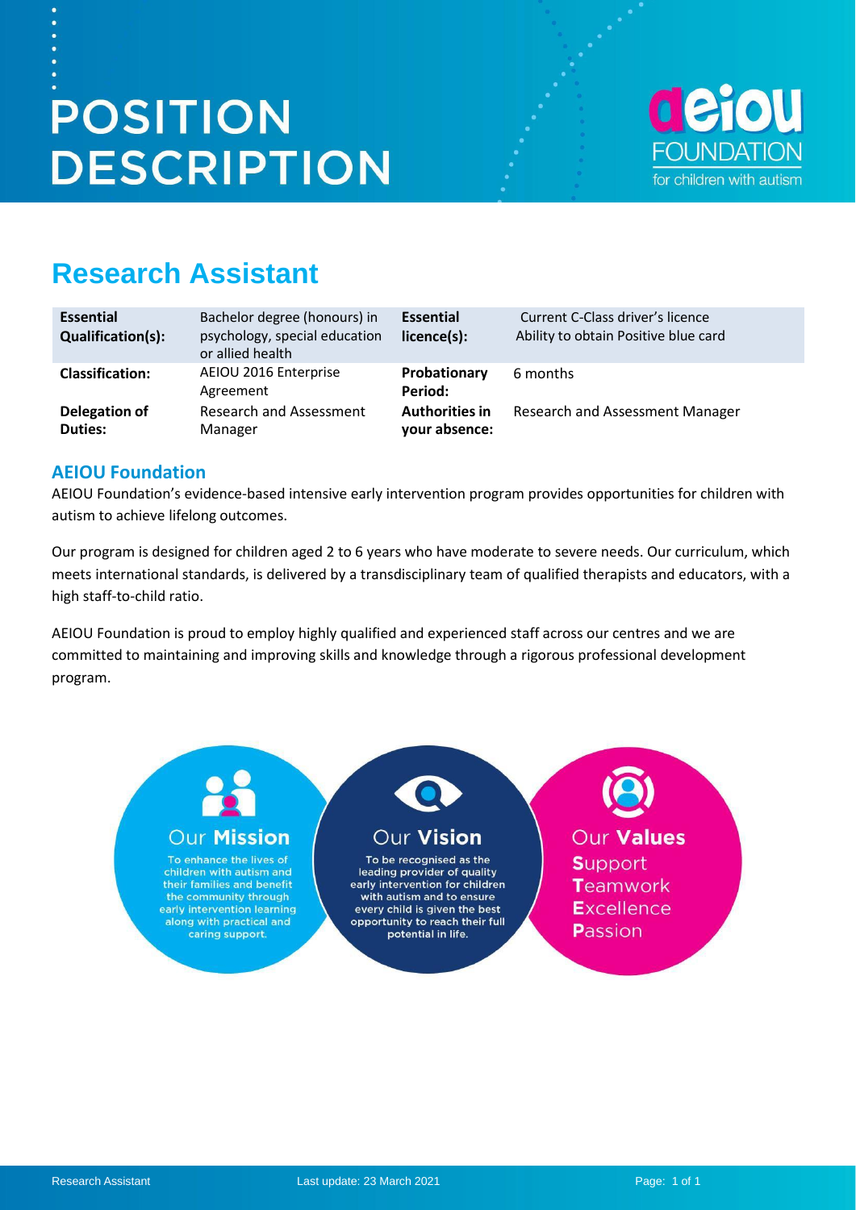# POSITION DESCRIPTION

## Research Assistant

| | | | |
|---|---|---|---|
| **Essential Qualification(s):** | Bachelor degree (honours) in psychology, special education or allied health | **Essential licence(s):** | Current C-Class driver's licence<br>Ability to obtain Positive blue card |
| **Classification:** | AEIOU 2016 Enterprise Agreement | **Probationary Period:** | 6 months |
| **Delegation of Duties:** | Research and Assessment Manager | **Authorities in your absence:** | Research and Assessment Manager |

### AEIOU Foundation

AEIOU Foundation's evidence-based intensive early intervention program provides opportunities for children with autism to achieve lifelong outcomes.

Our program is designed for children aged 2 to 6 years who have moderate to severe needs. Our curriculum, which meets international standards, is delivered by a transdisciplinary team of qualified therapists and educators, with a high staff-to-child ratio.

AEIOU Foundation is proud to employ highly qualified and experienced staff across our centres and we are committed to maintaining and improving skills and knowledge through a rigorous professional development program.

**Our Mission**

To enhance the lives of children with autism and their families and benefit the community through early intervention learning along with practical and caring support.

**Our Vision**

To be recognised as the leading provider of quality early intervention for children with autism and to ensure every child is given the best opportunity to reach their full potential in life.

**Our Values**

**S**upport
**T**eamwork
**E**xcellence
**P**assion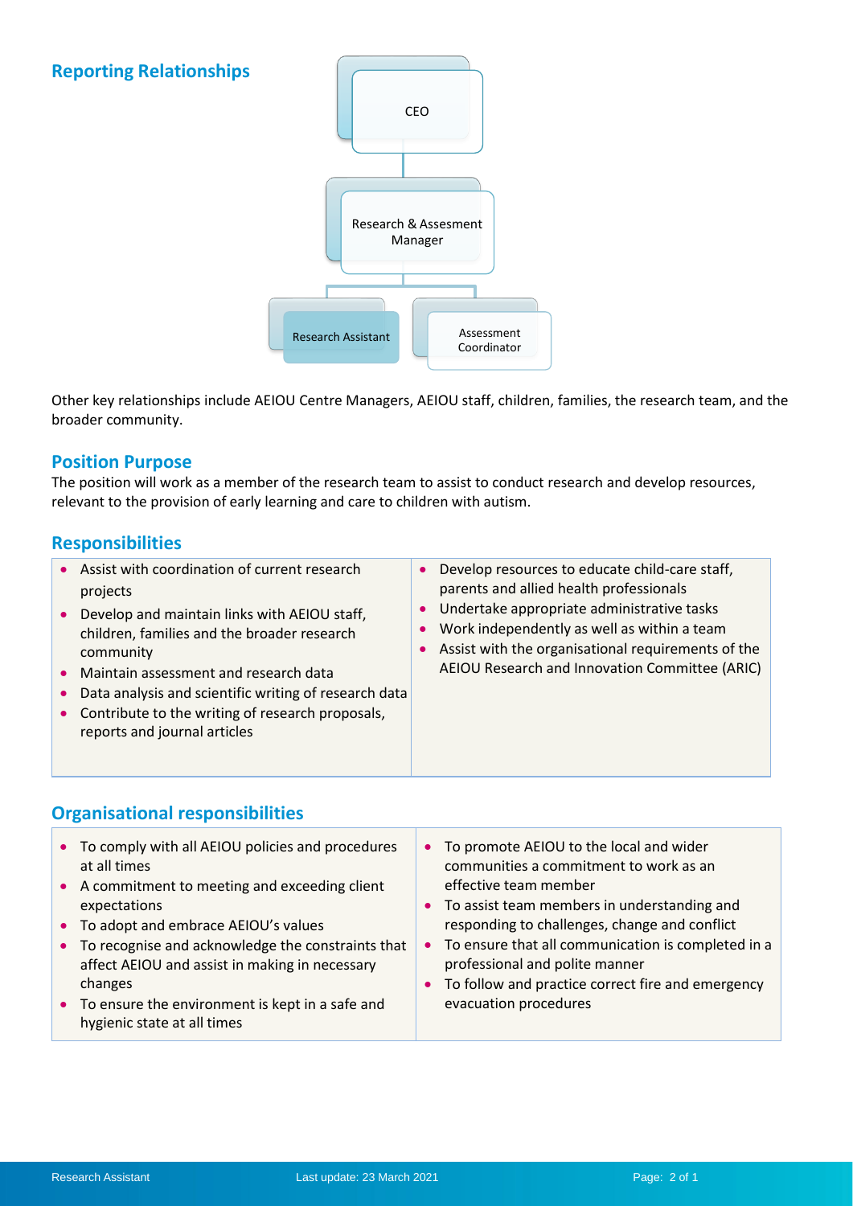## Reporting Relationships

CEO

Research & Assesment Manager

Research Assistant

Assessment Coordinator

Other key relationships include AEIOU Centre Managers, AEIOU staff, children, families, the research team, and the broader community.

## Position Purpose

The position will work as a member of the research team to assist to conduct research and develop resources, relevant to the provision of early learning and care to children with autism.

## Responsibilities

- Assist with coordination of current research projects
- Develop and maintain links with AEIOU staff, children, families and the broader research community
- Maintain assessment and research data
- Data analysis and scientific writing of research data
- Contribute to the writing of research proposals, reports and journal articles
- Develop resources to educate child-care staff, parents and allied health professionals
- Undertake appropriate administrative tasks
- Work independently as well as within a team
- Assist with the organisational requirements of the AEIOU Research and Innovation Committee (ARIC)

## Organisational responsibilities

- To comply with all AEIOU policies and procedures at all times
- A commitment to meeting and exceeding client expectations
- To adopt and embrace AEIOU's values
- To recognise and acknowledge the constraints that affect AEIOU and assist in making in necessary changes
- To ensure the environment is kept in a safe and hygienic state at all times
- To promote AEIOU to the local and wider communities a commitment to work as an effective team member
- To assist team members in understanding and responding to challenges, change and conflict
- To ensure that all communication is completed in a professional and polite manner
- To follow and practice correct fire and emergency evacuation procedures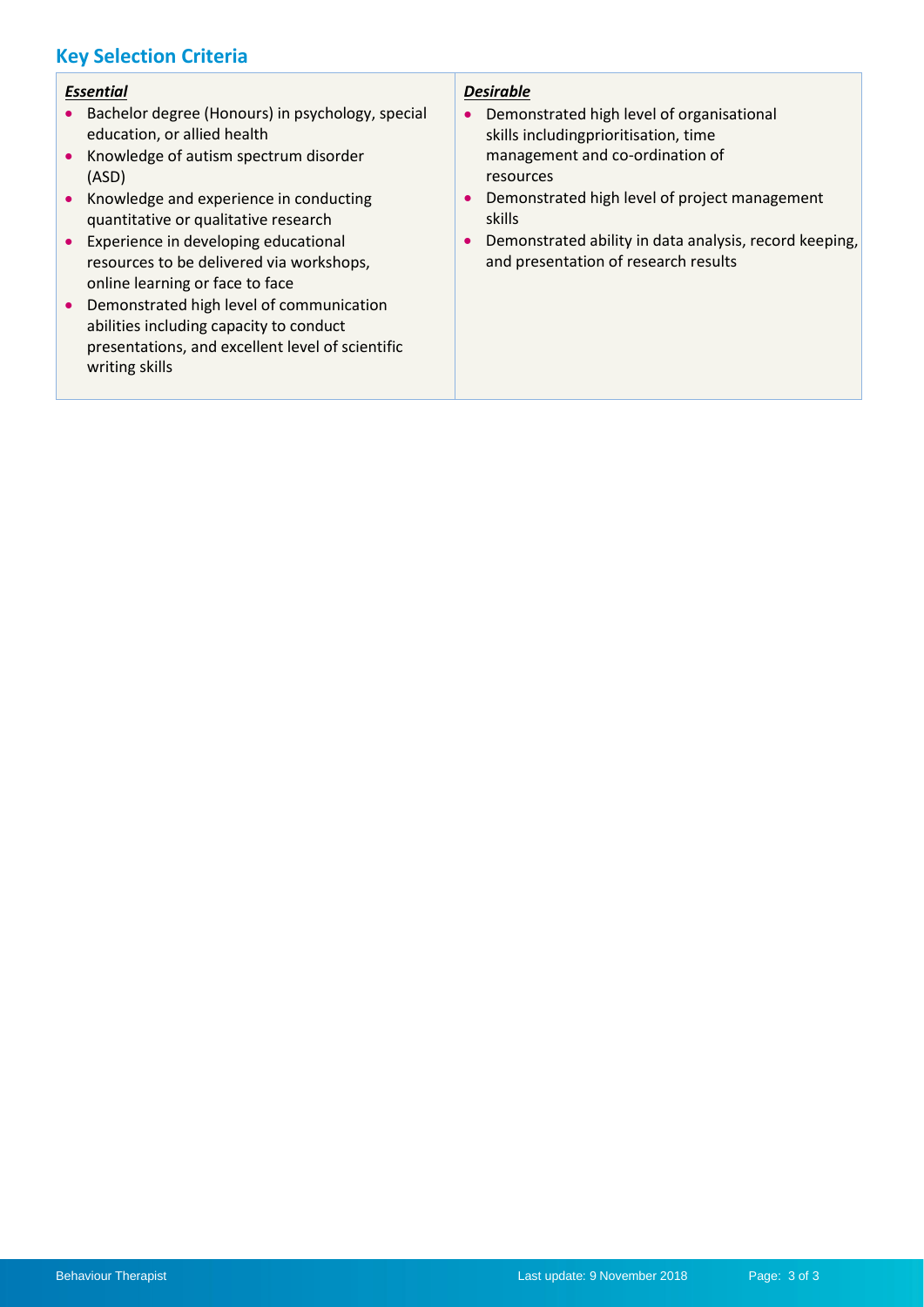## Key Selection Criteria

***Essential***

- Bachelor degree (Honours) in psychology, special education, or allied health
- Knowledge of autism spectrum disorder (ASD)
- Knowledge and experience in conducting quantitative or qualitative research
- Experience in developing educational resources to be delivered via workshops, online learning or face to face
- Demonstrated high level of communication abilities including capacity to conduct presentations, and excellent level of scientific writing skills

***Desirable***

- Demonstrated high level of organisational skills includingprioritisation, time management and co-ordination of resources
- Demonstrated high level of project management skills
- Demonstrated ability in data analysis, record keeping, and presentation of research results